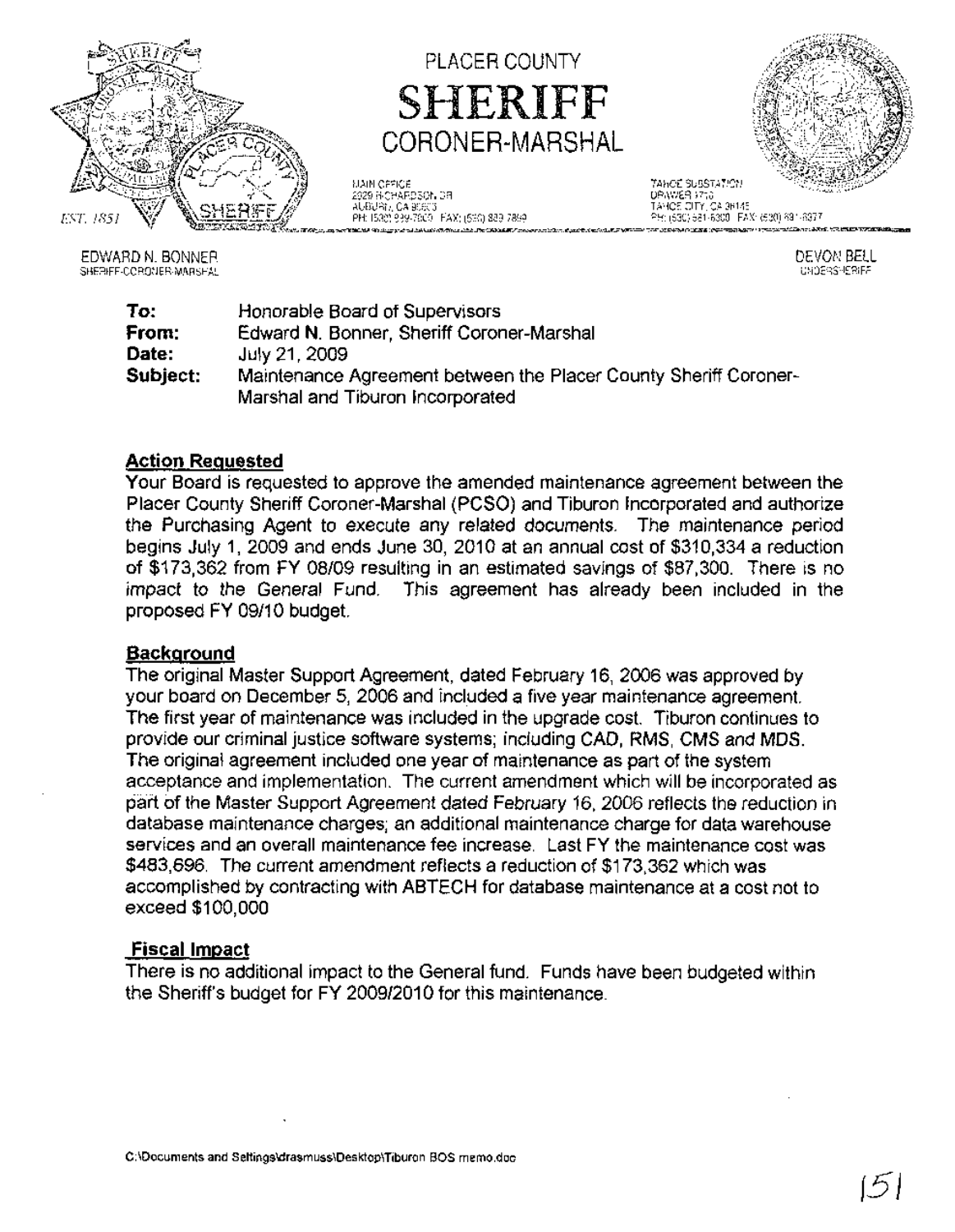PLACER COUNTY

# SHERIFF

CORONER-MARSHAL

EST. 1851

MAIN OFFICE
2929 RICHARDSON DR
AUBURN, CA 95603
PH: (530) 889-7800 FAX: (530) 889-7899

TAHOE SUBSTATION
DRAWER 1710
TAHOE CITY, CA 96145
PH: (530) 581-6300 FAX: (530) 581-6377

EDWARD N. BONNER
SHERIFF-CORONER-MARSHAL

DEVON BELL
UNDERSHERIFF

**To:** Honorable Board of Supervisors
**From:** Edward N. Bonner, Sheriff Coroner-Marshal
**Date:** July 21, 2009
**Subject:** Maintenance Agreement between the Placer County Sheriff Coroner-Marshal and Tiburon Incorporated

## Action Requested

Your Board is requested to approve the amended maintenance agreement between the Placer County Sheriff Coroner-Marshal (PCSO) and Tiburon Incorporated and authorize the Purchasing Agent to execute any related documents. The maintenance period begins July 1, 2009 and ends June 30, 2010 at an annual cost of $310,334 a reduction of $173,362 from FY 08/09 resulting in an estimated savings of $87,300. There is no impact to the General Fund. This agreement has already been included in the proposed FY 09/10 budget.

## Background

The original Master Support Agreement, dated February 16, 2006 was approved by your board on December 5, 2006 and included a five year maintenance agreement. The first year of maintenance was included in the upgrade cost. Tiburon continues to provide our criminal justice software systems; including CAD, RMS, CMS and MDS. The original agreement included one year of maintenance as part of the system acceptance and implementation. The current amendment which will be incorporated as part of the Master Support Agreement dated February 16, 2006 reflects the reduction in database maintenance charges; an additional maintenance charge for data warehouse services and an overall maintenance fee increase. Last FY the maintenance cost was $483,696. The current amendment reflects a reduction of $173,362 which was accomplished by contracting with ABTECH for database maintenance at a cost not to exceed $100,000

## Fiscal Impact

There is no additional impact to the General fund. Funds have been budgeted within the Sheriff's budget for FY 2009/2010 for this maintenance.

C:\Documents and Settings\drasmuss\Desktop\Tiburon BOS memo.doc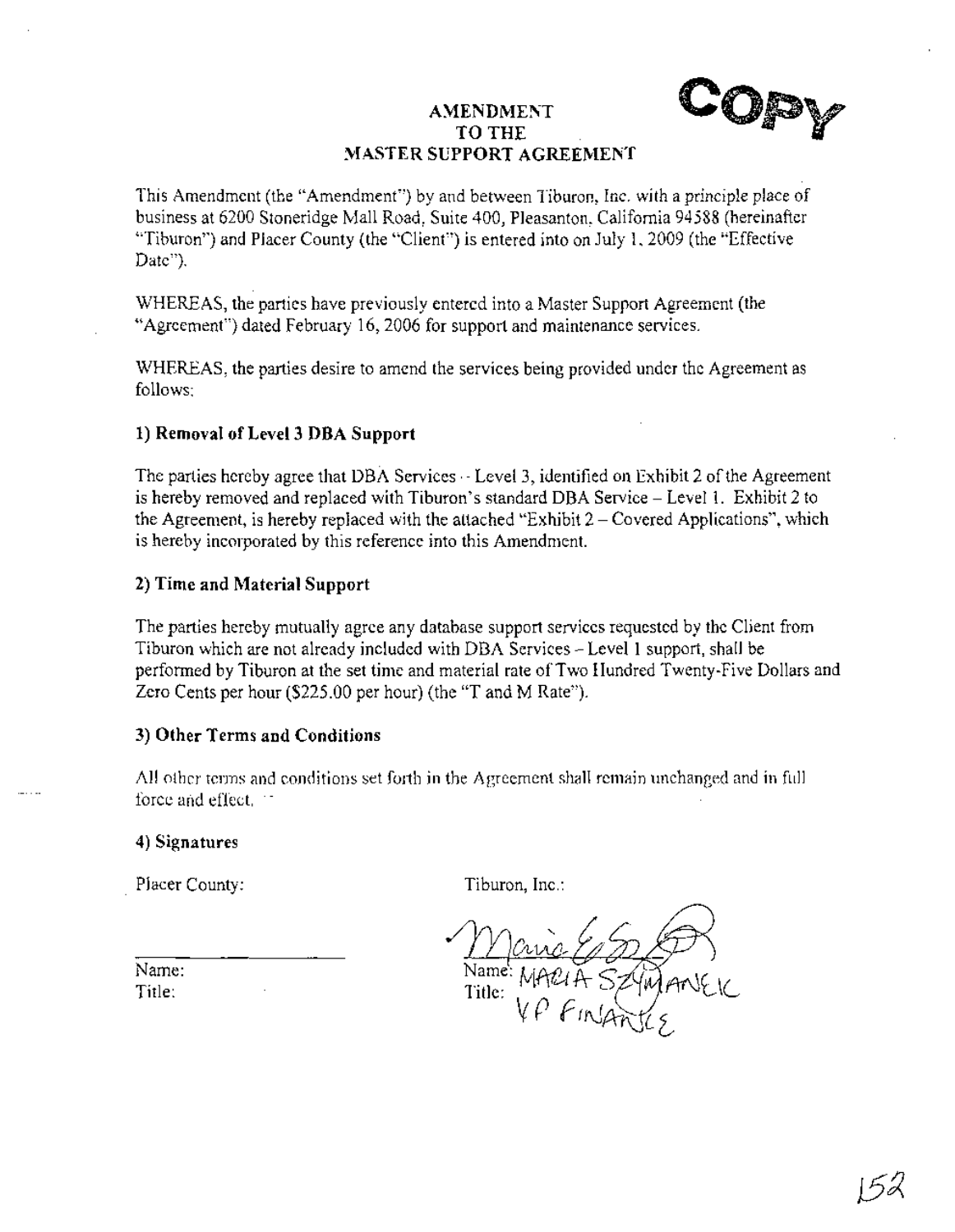COPY

# AMENDMENT TO THE MASTER SUPPORT AGREEMENT

This Amendment (the "Amendment") by and between Tiburon, Inc. with a principle place of business at 6200 Stoneridge Mall Road, Suite 400, Pleasanton, California 94588 (hereinafter "Tiburon") and Placer County (the "Client") is entered into on July 1, 2009 (the "Effective Date").

WHEREAS, the parties have previously entered into a Master Support Agreement (the "Agreement") dated February 16, 2006 for support and maintenance services.

WHEREAS, the parties desire to amend the services being provided under the Agreement as follows:

**1) Removal of Level 3 DBA Support**

The parties hereby agree that DBA Services - Level 3, identified on Exhibit 2 of the Agreement is hereby removed and replaced with Tiburon's standard DBA Service – Level 1. Exhibit 2 to the Agreement, is hereby replaced with the attached "Exhibit 2 – Covered Applications", which is hereby incorporated by this reference into this Amendment.

**2) Time and Material Support**

The parties hereby mutually agree any database support services requested by the Client from Tiburon which are not already included with DBA Services – Level 1 support, shall be performed by Tiburon at the set time and material rate of Two Hundred Twenty-Five Dollars and Zero Cents per hour ($225.00 per hour) (the "T and M Rate").

**3) Other Terms and Conditions**

All other terms and conditions set forth in the Agreement shall remain unchanged and in full force and effect.

**4) Signatures**

| Placer County: | Tiburon, Inc.: |
|---|---|
| ______________________ | *(signature)* |
| Name: | Name: MARIA SZYMANSKI |
| Title: | Title: VP FINANCE |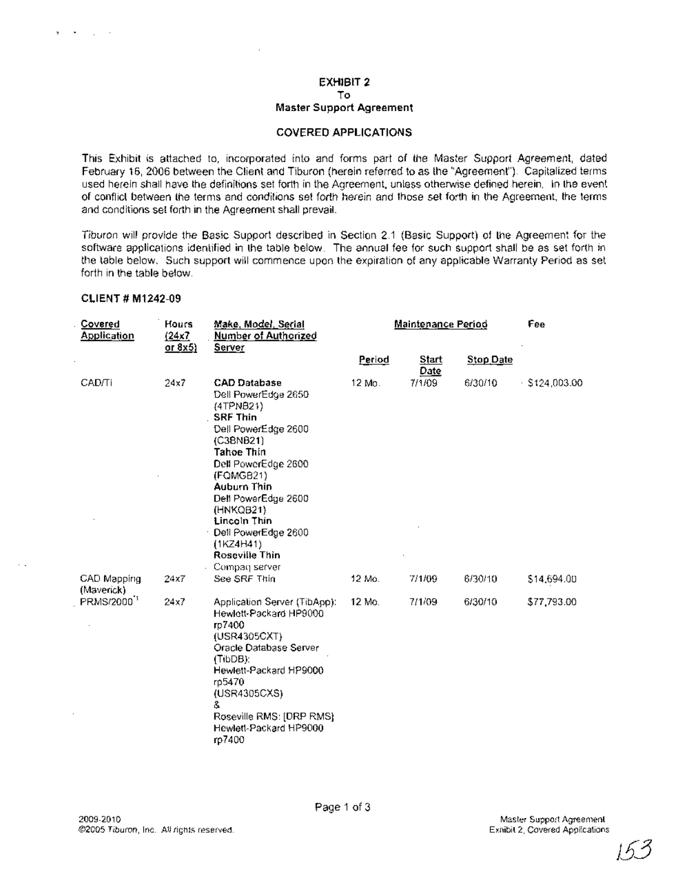**EXHIBIT 2**
**To**
**Master Support Agreement**

**COVERED APPLICATIONS**

This Exhibit is attached to, incorporated into and forms part of the Master Support Agreement, dated February 16, 2006 between the Client and Tiburon (herein referred to as the "Agreement"). Capitalized terms used herein shall have the definitions set forth in the Agreement, unless otherwise defined herein. In the event of conflict between the terms and conditions set forth herein and those set forth in the Agreement, the terms and conditions set forth in the Agreement shall prevail.

Tiburon will provide the Basic Support described in Section 2.1 (Basic Support) of the Agreement for the software applications identified in the table below. The annual fee for such support shall be as set forth in the table below. Such support will commence upon the expiration of any applicable Warranty Period as set forth in the table below.

**CLIENT # M1242-09**

| Covered Application | Hours (24x7 or 8x5) | Make, Model, Serial Number of Authorized Server | Maintenance Period | | | Fee |
|---|---|---|---|---|---|---|
| | | | Period | Start Date | Stop Date | |
| CAD/Ti | 24x7 | **CAD Database** Dell PowerEdge 2650 (4TPNB21) **SRF Thin** Dell PowerEdge 2600 (C3BNB21) **Tahoe Thin** Dell PowerEdge 2600 (FQMGB21) **Auburn Thin** Dell PowerEdge 2600 (HNKQB21) **Lincoln Thin** Dell PowerEdge 2600 (1KZ4H41) **Roseville Thin** Compaq server | 12 Mo. | 7/1/09 | 6/30/10 | $124,003.00 |
| CAD Mapping (Maverick) | 24x7 | See SRF Thin | 12 Mo. | 7/1/09 | 6/30/10 | $14,694.00 |
| PRMS/2000[1] | 24x7 | Application Server (TibApp): Hewlett-Packard HP9000 rp7400 (USR4305CXT) Oracle Database Server (TibDB): Hewlett-Packard HP9000 rp5470 (USR4305CXS) & Roseville RMS: [DRP RMS] Hewlett-Packard HP9000 rp7400 | 12 Mo. | 7/1/09 | 6/30/10 | $77,793.00 |

2009-2010
©2005 Tiburon, Inc. All rights reserved.

Master Support Agreement
Exhibit 2, Covered Applications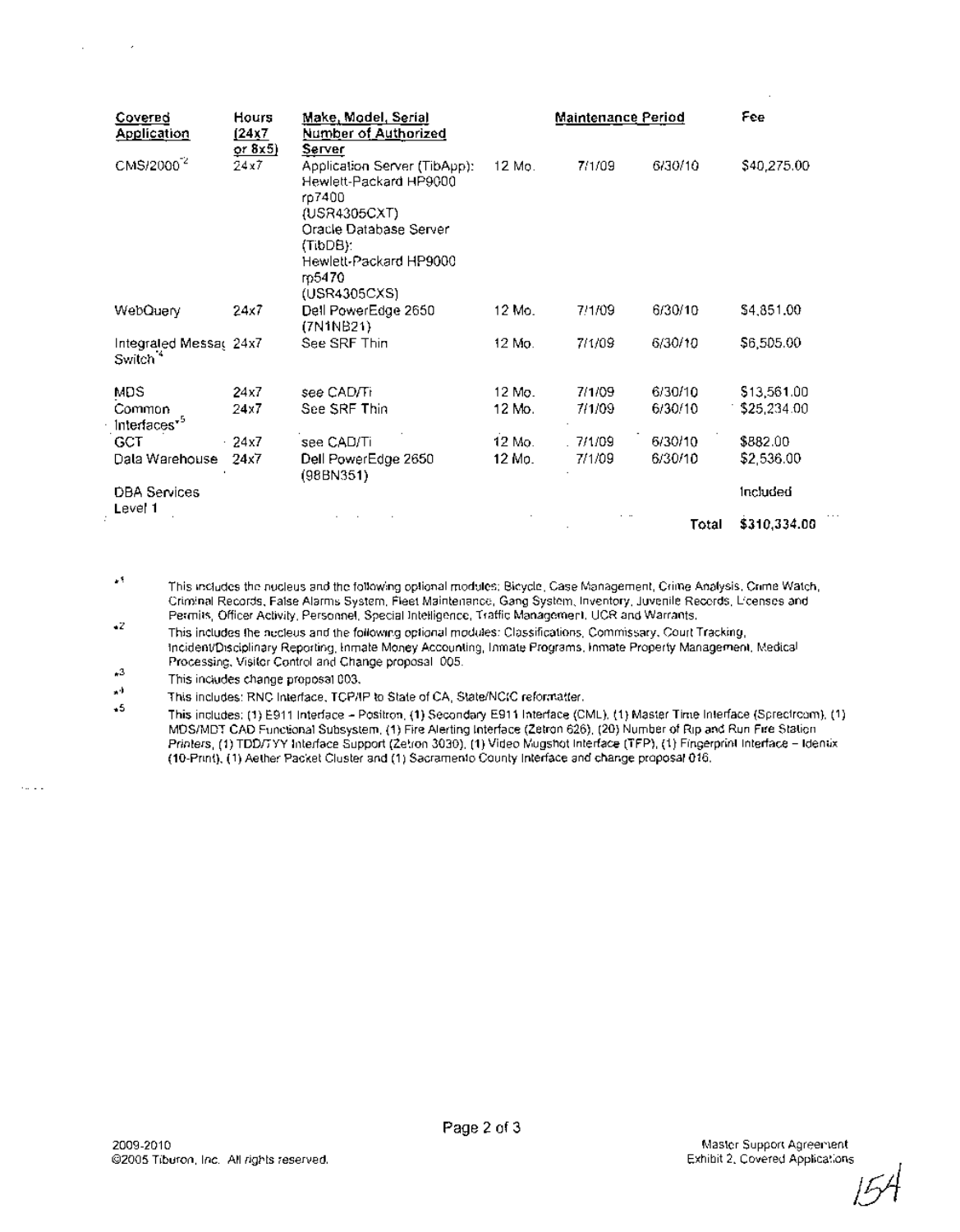| Covered Application | Hours (24x7 or 8x5) | Make, Model, Serial Number of Authorized Server | Maintenance Period | | | Fee |
|---|---|---|---|---|---|---|
| CMS/2000*2 | 24x7 | Application Server (TibApp): Hewlett-Packard HP9000 rp7400 (USR4305CXT) Oracle Database Server (TibDB): Hewlett-Packard HP9000 rp5470 (USR4305CXS) | 12 Mo. | 7/1/09 | 6/30/10 | $40,275.00 |
| WebQuery | 24x7 | Dell PowerEdge 2650 (7N1NB21) | 12 Mo. | 7/1/09 | 6/30/10 | $4,851.00 |
| Integrated Messag Switch*4 | 24x7 | See SRF Thin | 12 Mo. | 7/1/09 | 6/30/10 | $6,505.00 |
| MDS | 24x7 | see CAD/Ti | 12 Mo. | 7/1/09 | 6/30/10 | $13,561.00 |
| Common Interfaces*5 | 24x7 | See SRF Thin | 12 Mo. | 7/1/09 | 6/30/10 | $25,234.00 |
| GCT | 24x7 | see CAD/Ti | 12 Mo. | 7/1/09 | 6/30/10 | $882.00 |
| Data Warehouse | 24x7 | Dell PowerEdge 2650 (98BN351) | 12 Mo. | 7/1/09 | 6/30/10 | $2,536.00 |
| DBA Services Level 1 | | | | | | Included |
| | | | | | **Total** | **$310,334.00** |

*1 This includes the nucleus and the following optional modules: Bicycle, Case Management, Crime Analysis, Crime Watch, Criminal Records, False Alarms System, Fleet Maintenance, Gang System, Inventory, Juvenile Records, Licenses and Permits, Officer Activity, Personnel, Special Intelligence, Traffic Management, UCR and Warrants.

*2 This includes the nucleus and the following optional modules: Classifications, Commissary, Court Tracking, Incident/Disciplinary Reporting, Inmate Money Accounting, Inmate Programs, Inmate Property Management, Medical Processing, Visitor Control and Change proposal 005.

*3 This includes change proposal 003.

*4 This includes: RNC Interface, TCP/IP to State of CA, State/NCIC reformatter.

*5 This includes: (1) E911 Interface – Positron, (1) Secondary E911 Interface (CML), (1) Master Time Interface (Spectracom), (1) MDS/MDT CAD Functional Subsystem, (1) Fire Alerting Interface (Zetron 626), (20) Number of Rip and Run Fire Station Printers, (1) TDD/TYY Interface Support (Zetron 3030), (1) Video Mugshot Interface (TFP), (1) Fingerprint Interface – Identix (10-Print), (1) Aether Packet Cluster and (1) Sacramento County Interface and change proposal 016.

2009-2010
©2005 Tiburon, Inc. All rights reserved.

Master Support Agreement
Exhibit 2, Covered Applications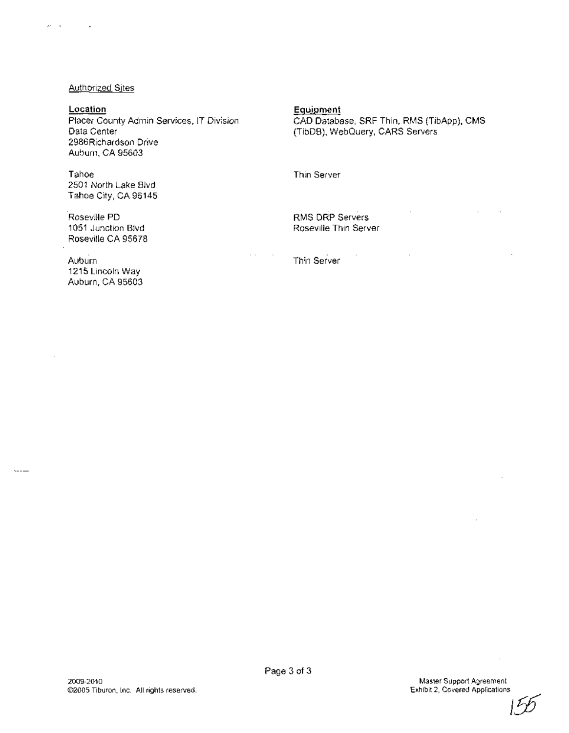Authorized Sites

| **Location** | **Equipment** |
| --- | --- |
| Placer County Admin Services, IT Division<br>Data Center<br>2986Richardson Drive<br>Auburn, CA 95603 | CAD Database, SRF Thin, RMS (TibApp), CMS (TibDB), WebQuery, CARS Servers |
| Tahoe<br>2501 North Lake Blvd<br>Tahoe City, CA 96145 | Thin Server |
| Roseville PD<br>1051 Junction Blvd<br>Roseville CA 95678 | RMS DRP Servers<br>Roseville Thin Server |
| Auburn<br>1215 Lincoln Way<br>Auburn, CA 95603 | Thin Server |

2009-2010
©2005 Tiburon, Inc. All rights reserved.

Master Support Agreement
Exhibit 2, Covered Applications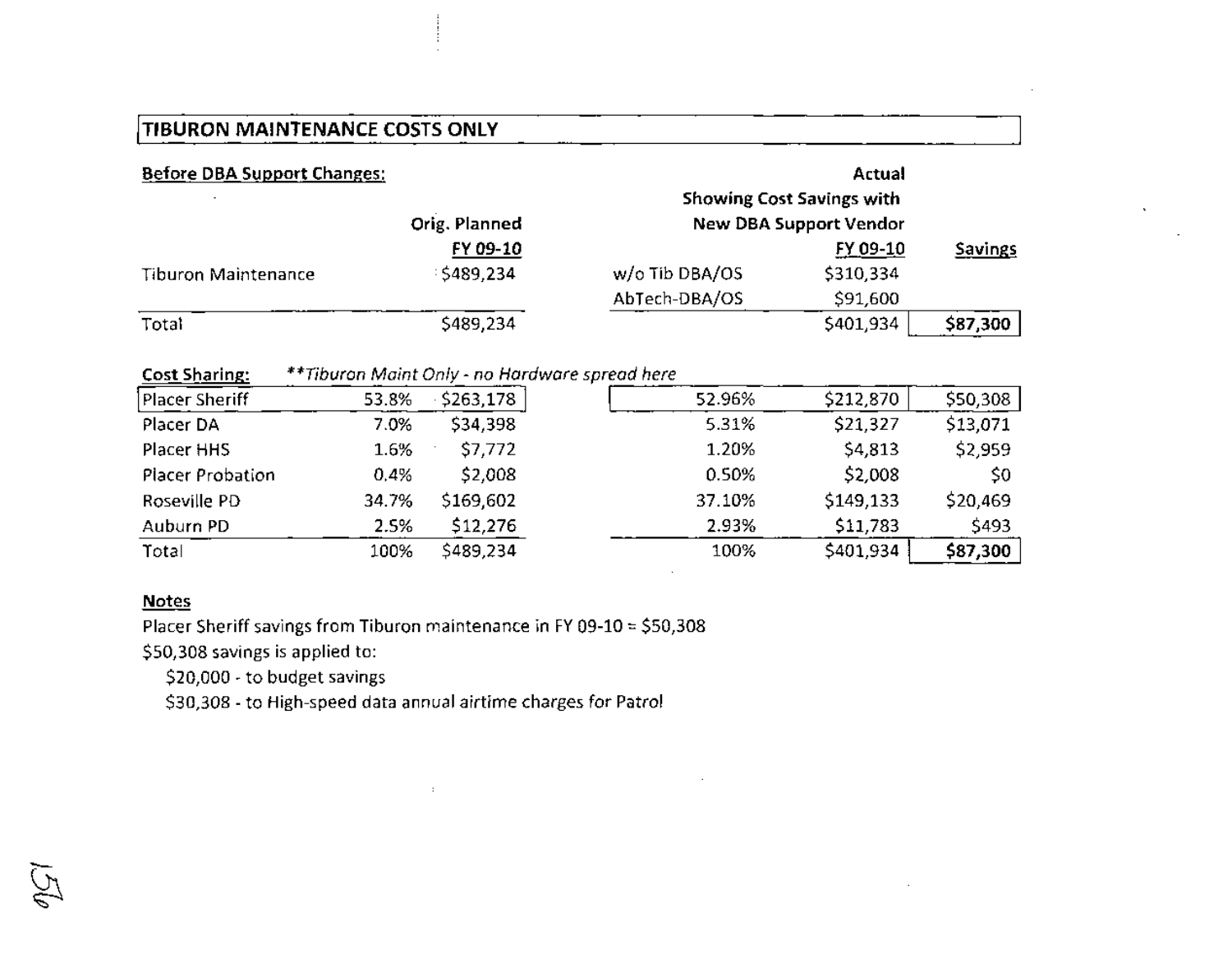## TIBURON MAINTENANCE COSTS ONLY

**Before DBA Support Changes:**

| | Orig. Planned FY 09-10 | | Actual Showing Cost Savings with New DBA Support Vendor FY 09-10 | Savings |
|---|---|---|---|---|
| Tiburon Maintenance | $489,234 | w/o Tib DBA/OS | $310,334 | |
| | | AbTech-DBA/OS | $91,600 | |
| Total | $489,234 | | $401,934 | $87,300 |

**Cost Sharing:** *\*\*Tiburon Maint Only - no Hardware spread here*

| | | | | | |
|---|---|---|---|---|---|
| Placer Sheriff | 53.8% | $263,178 | 52.96% | $212,870 | $50,308 |
| Placer DA | 7.0% | $34,398 | 5.31% | $21,327 | $13,071 |
| Placer HHS | 1.6% | $7,772 | 1.20% | $4,813 | $2,959 |
| Placer Probation | 0.4% | $2,008 | 0.50% | $2,008 | $0 |
| Roseville PD | 34.7% | $169,602 | 37.10% | $149,133 | $20,469 |
| Auburn PD | 2.5% | $12,276 | 2.93% | $11,783 | $493 |
| Total | 100% | $489,234 | 100% | $401,934 | $87,300 |

**Notes**

Placer Sheriff savings from Tiburon maintenance in FY 09-10 = $50,308

$50,308 savings is applied to:

- $20,000 - to budget savings
- $30,308 - to High-speed data annual airtime charges for Patrol